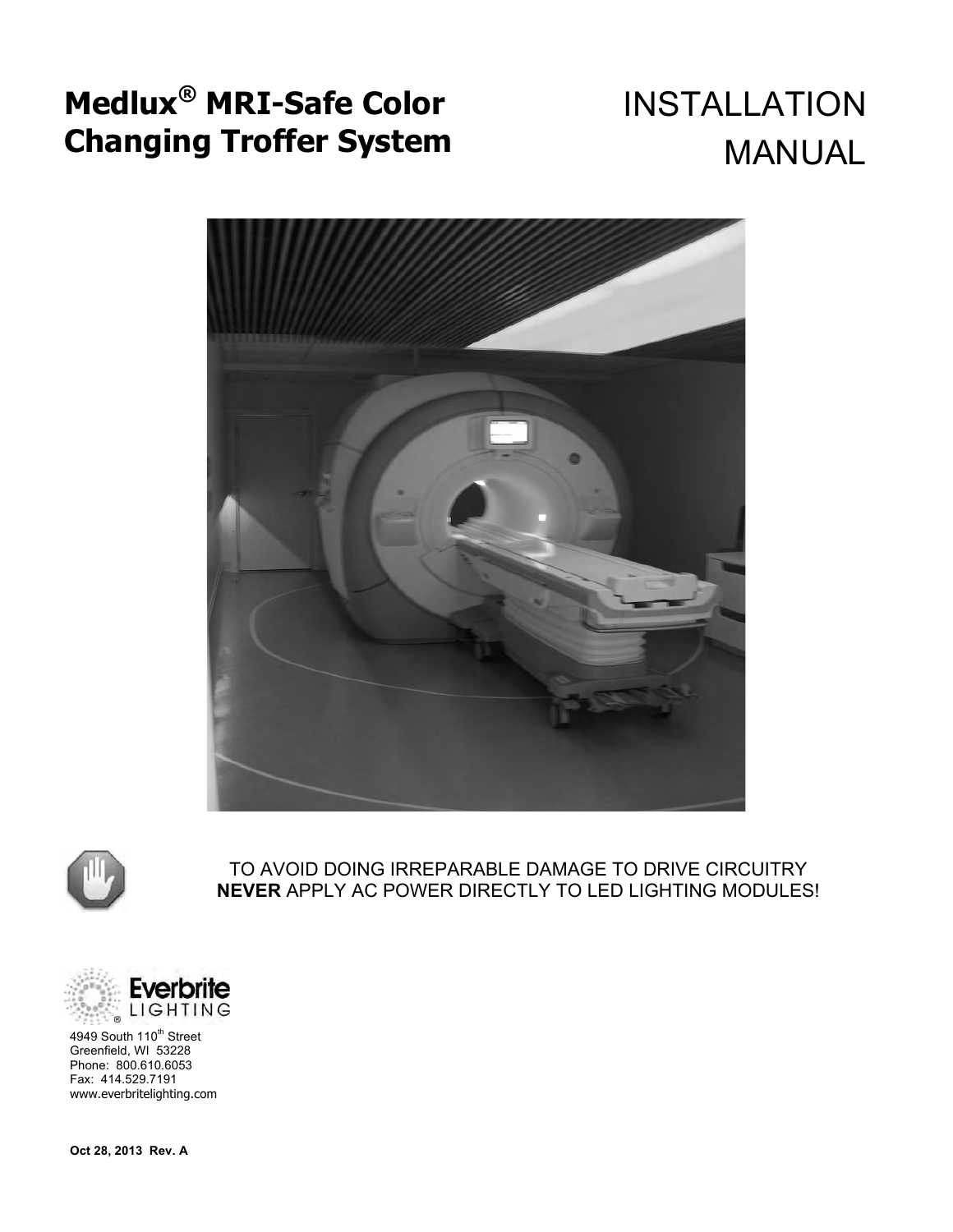# Medlux® MRI-Safe Color Changing Troffer System

# INSTALLATION MANUAL

TO AVOID DOING IRREPARABLE DAMAGE TO DRIVE CIRCUITRY **NEVER** APPLY AC POWER DIRECTLY TO LED LIGHTING MODULES!

Everbrite LIGHTING

4949 South 110th Street
Greenfield, WI 53228
Phone: 800.610.6053
Fax: 414.529.7191
www.everbritelighting.com

**Oct 28, 2013 Rev. A**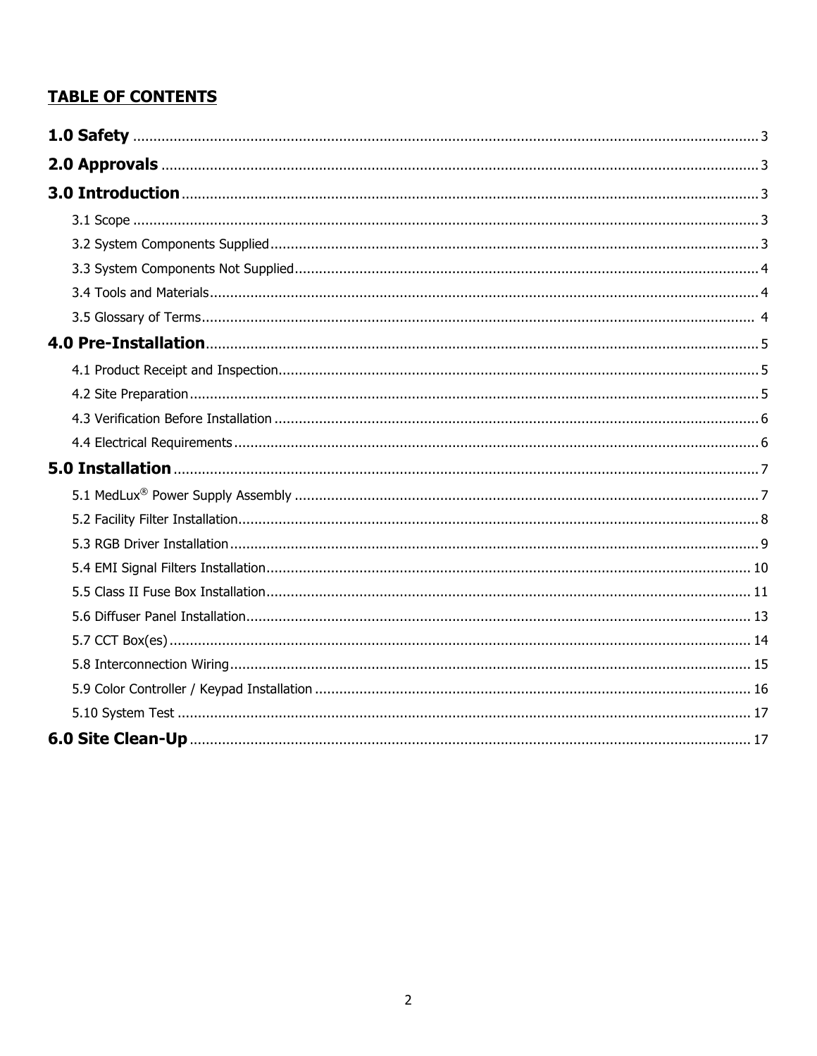# TABLE OF CONTENTS

**1.0 Safety** ........................................................................................................ 3

**2.0 Approvals** ........................................................................................................ 3

**3.0 Introduction** ........................................................................................................ 3

- 3.1 Scope ........................................................................................................ 3
- 3.2 System Components Supplied ........................................................................................................ 3
- 3.3 System Components Not Supplied ........................................................................................................ 4
- 3.4 Tools and Materials ........................................................................................................ 4
- 3.5 Glossary of Terms ........................................................................................................ 4

**4.0 Pre-Installation** ........................................................................................................ 5

- 4.1 Product Receipt and Inspection ........................................................................................................ 5
- 4.2 Site Preparation ........................................................................................................ 5
- 4.3 Verification Before Installation ........................................................................................................ 6
- 4.4 Electrical Requirements ........................................................................................................ 6

**5.0 Installation** ........................................................................................................ 7

- 5.1 MedLux® Power Supply Assembly ........................................................................................................ 7
- 5.2 Facility Filter Installation ........................................................................................................ 8
- 5.3 RGB Driver Installation ........................................................................................................ 9
- 5.4 EMI Signal Filters Installation ........................................................................................................ 10
- 5.5 Class II Fuse Box Installation ........................................................................................................ 11
- 5.6 Diffuser Panel Installation ........................................................................................................ 13
- 5.7 CCT Box(es) ........................................................................................................ 14
- 5.8 Interconnection Wiring ........................................................................................................ 15
- 5.9 Color Controller / Keypad Installation ........................................................................................................ 16
- 5.10 System Test ........................................................................................................ 17

**6.0 Site Clean-Up** ........................................................................................................ 17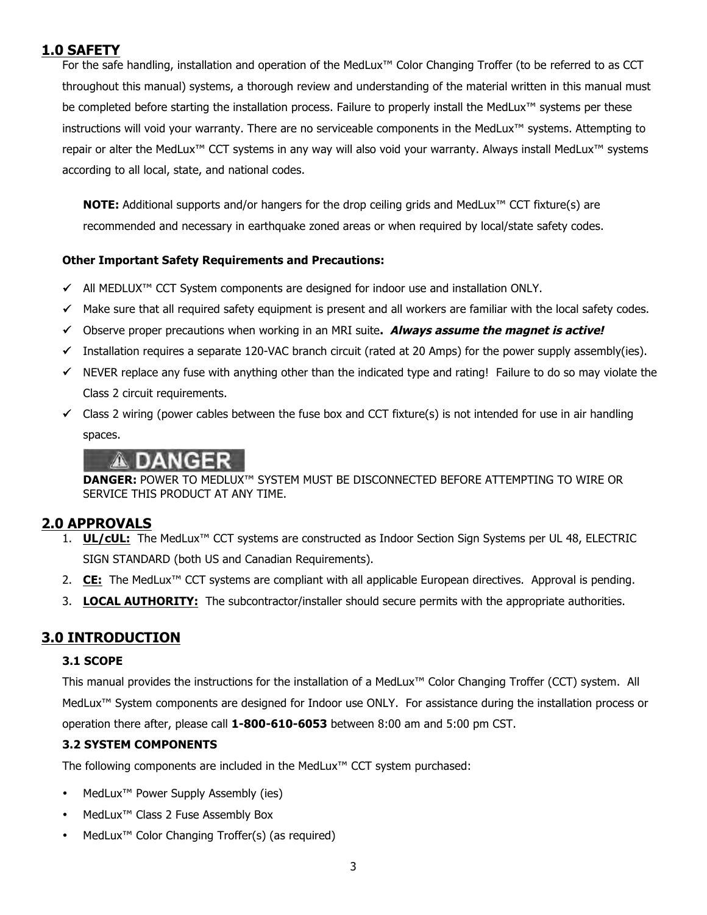## 1.0 SAFETY

For the safe handling, installation and operation of the MedLux™ Color Changing Troffer (to be referred to as CCT throughout this manual) systems, a thorough review and understanding of the material written in this manual must be completed before starting the installation process. Failure to properly install the MedLux™ systems per these instructions will void your warranty. There are no serviceable components in the MedLux™ systems. Attempting to repair or alter the MedLux™ CCT systems in any way will also void your warranty. Always install MedLux™ systems according to all local, state, and national codes.

**NOTE:** Additional supports and/or hangers for the drop ceiling grids and MedLux™ CCT fixture(s) are recommended and necessary in earthquake zoned areas or when required by local/state safety codes.

**Other Important Safety Requirements and Precautions:**

- ✓ All MEDLUX™ CCT System components are designed for indoor use and installation ONLY.
- ✓ Make sure that all required safety equipment is present and all workers are familiar with the local safety codes.
- ✓ Observe proper precautions when working in an MRI suite**. *Always assume the magnet is active!***
- ✓ Installation requires a separate 120-VAC branch circuit (rated at 20 Amps) for the power supply assembly(ies).
- ✓ NEVER replace any fuse with anything other than the indicated type and rating! Failure to do so may violate the Class 2 circuit requirements.
- ✓ Class 2 wiring (power cables between the fuse box and CCT fixture(s) is not intended for use in air handling spaces.

⚠ DANGER

**DANGER:** POWER TO MEDLUX™ SYSTEM MUST BE DISCONNECTED BEFORE ATTEMPTING TO WIRE OR SERVICE THIS PRODUCT AT ANY TIME.

## 2.0 APPROVALS

1. **UL/cUL:** The MedLux™ CCT systems are constructed as Indoor Section Sign Systems per UL 48, ELECTRIC SIGN STANDARD (both US and Canadian Requirements).
2. **CE:** The MedLux™ CCT systems are compliant with all applicable European directives. Approval is pending.
3. **LOCAL AUTHORITY:** The subcontractor/installer should secure permits with the appropriate authorities.

## 3.0 INTRODUCTION

### 3.1 SCOPE

This manual provides the instructions for the installation of a MedLux™ Color Changing Troffer (CCT) system. All MedLux™ System components are designed for Indoor use ONLY. For assistance during the installation process or operation there after, please call **1-800-610-6053** between 8:00 am and 5:00 pm CST.

### 3.2 SYSTEM COMPONENTS

The following components are included in the MedLux™ CCT system purchased:

- MedLux™ Power Supply Assembly (ies)
- MedLux™ Class 2 Fuse Assembly Box
- MedLux™ Color Changing Troffer(s) (as required)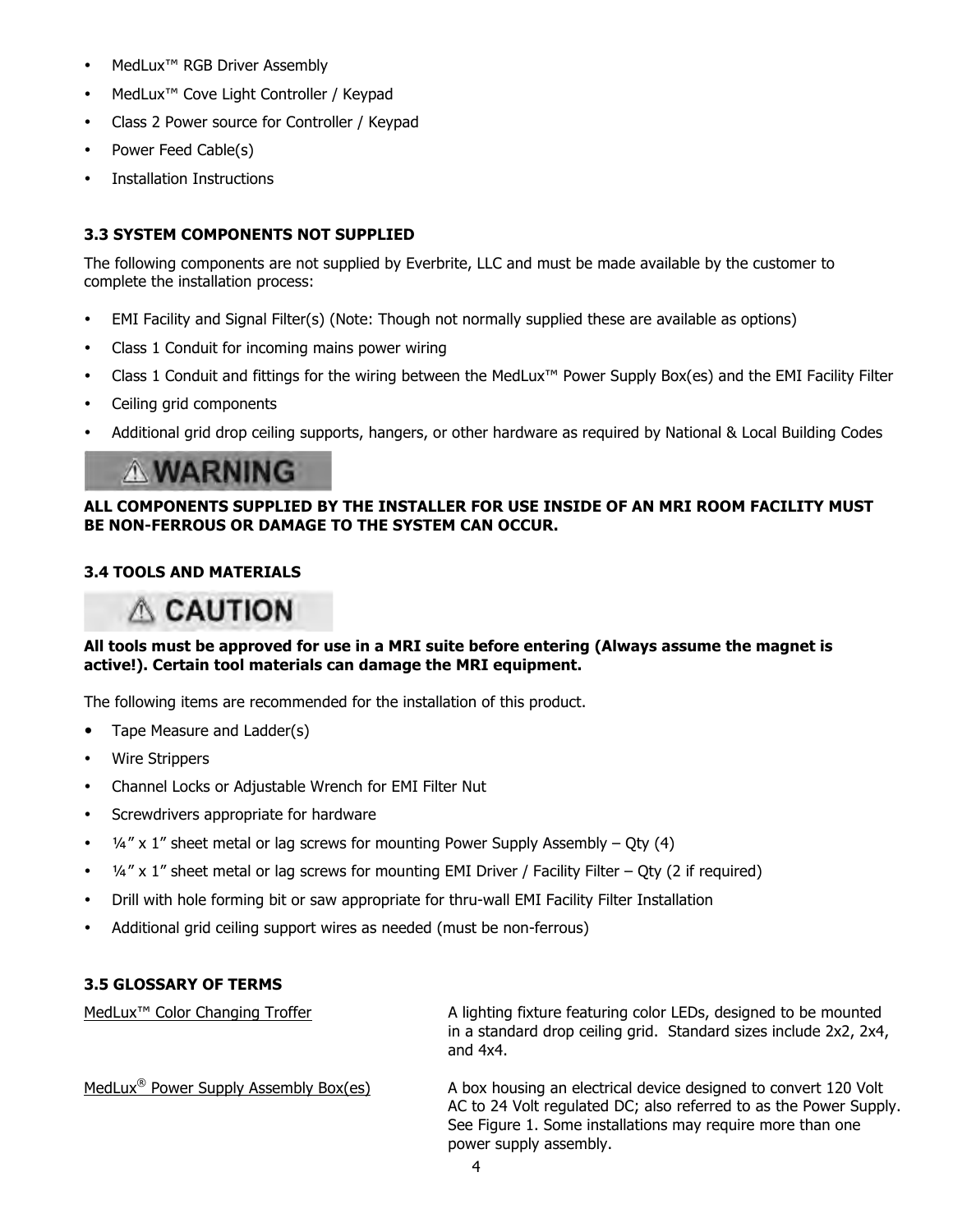- MedLux™ RGB Driver Assembly
- MedLux™ Cove Light Controller / Keypad
- Class 2 Power source for Controller / Keypad
- Power Feed Cable(s)
- Installation Instructions

### 3.3 SYSTEM COMPONENTS NOT SUPPLIED

The following components are not supplied by Everbrite, LLC and must be made available by the customer to complete the installation process:

- EMI Facility and Signal Filter(s) (Note: Though not normally supplied these are available as options)
- Class 1 Conduit for incoming mains power wiring
- Class 1 Conduit and fittings for the wiring between the MedLux™ Power Supply Box(es) and the EMI Facility Filter
- Ceiling grid components
- Additional grid drop ceiling supports, hangers, or other hardware as required by National & Local Building Codes

**⚠WARNING**

**ALL COMPONENTS SUPPLIED BY THE INSTALLER FOR USE INSIDE OF AN MRI ROOM FACILITY MUST BE NON-FERROUS OR DAMAGE TO THE SYSTEM CAN OCCUR.**

### 3.4 TOOLS AND MATERIALS

**⚠ CAUTION**

**All tools must be approved for use in a MRI suite before entering (Always assume the magnet is active!). Certain tool materials can damage the MRI equipment.**

The following items are recommended for the installation of this product.

- Tape Measure and Ladder(s)
- Wire Strippers
- Channel Locks or Adjustable Wrench for EMI Filter Nut
- Screwdrivers appropriate for hardware
- ¼" x 1" sheet metal or lag screws for mounting Power Supply Assembly – Qty (4)
- ¼" x 1" sheet metal or lag screws for mounting EMI Driver / Facility Filter – Qty (2 if required)
- Drill with hole forming bit or saw appropriate for thru-wall EMI Facility Filter Installation
- Additional grid ceiling support wires as needed (must be non-ferrous)

### 3.5 GLOSSARY OF TERMS

| | |
|---|---|
| MedLux™ Color Changing Troffer | A lighting fixture featuring color LEDs, designed to be mounted in a standard drop ceiling grid. Standard sizes include 2x2, 2x4, and 4x4. |
| MedLux® Power Supply Assembly Box(es) | A box housing an electrical device designed to convert 120 Volt AC to 24 Volt regulated DC; also referred to as the Power Supply. See Figure 1. Some installations may require more than one power supply assembly. |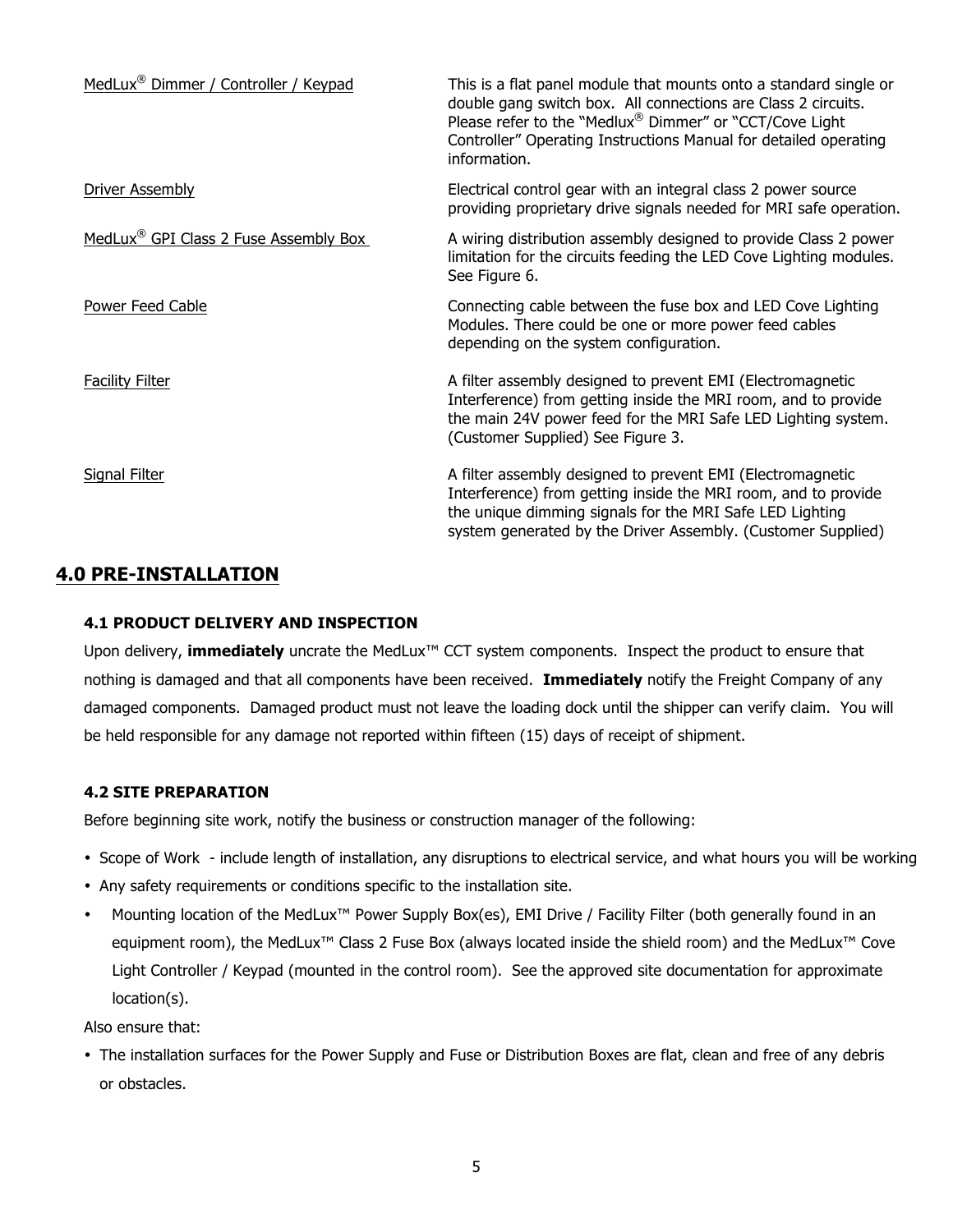<u>MedLux® Dimmer / Controller / Keypad</u> — This is a flat panel module that mounts onto a standard single or double gang switch box. All connections are Class 2 circuits. Please refer to the "Medlux® Dimmer" or "CCT/Cove Light Controller" Operating Instructions Manual for detailed operating information.

<u>Driver Assembly</u> — Electrical control gear with an integral class 2 power source providing proprietary drive signals needed for MRI safe operation.

<u>MedLux® GPI Class 2 Fuse Assembly Box</u> — A wiring distribution assembly designed to provide Class 2 power limitation for the circuits feeding the LED Cove Lighting modules. See Figure 6.

<u>Power Feed Cable</u> — Connecting cable between the fuse box and LED Cove Lighting Modules. There could be one or more power feed cables depending on the system configuration.

<u>Facility Filter</u> — A filter assembly designed to prevent EMI (Electromagnetic Interference) from getting inside the MRI room, and to provide the main 24V power feed for the MRI Safe LED Lighting system. (Customer Supplied) See Figure 3.

<u>Signal Filter</u> — A filter assembly designed to prevent EMI (Electromagnetic Interference) from getting inside the MRI room, and to provide the unique dimming signals for the MRI Safe LED Lighting system generated by the Driver Assembly. (Customer Supplied)

## 4.0 PRE-INSTALLATION

### 4.1 PRODUCT DELIVERY AND INSPECTION

Upon delivery, **immediately** uncrate the MedLux™ CCT system components. Inspect the product to ensure that nothing is damaged and that all components have been received. **Immediately** notify the Freight Company of any damaged components. Damaged product must not leave the loading dock until the shipper can verify claim. You will be held responsible for any damage not reported within fifteen (15) days of receipt of shipment.

### 4.2 SITE PREPARATION

Before beginning site work, notify the business or construction manager of the following:

- Scope of Work - include length of installation, any disruptions to electrical service, and what hours you will be working
- Any safety requirements or conditions specific to the installation site.
- Mounting location of the MedLux™ Power Supply Box(es), EMI Drive / Facility Filter (both generally found in an equipment room), the MedLux™ Class 2 Fuse Box (always located inside the shield room) and the MedLux™ Cove Light Controller / Keypad (mounted in the control room). See the approved site documentation for approximate location(s).

Also ensure that:

- The installation surfaces for the Power Supply and Fuse or Distribution Boxes are flat, clean and free of any debris or obstacles.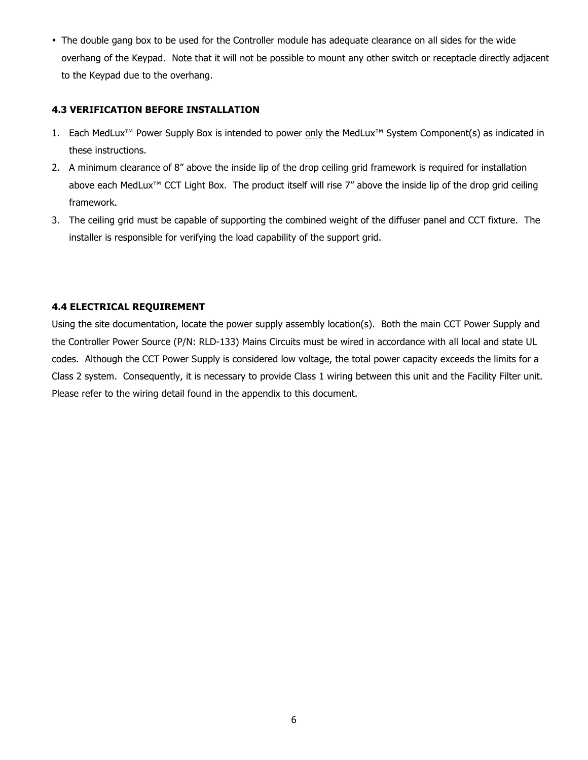- The double gang box to be used for the Controller module has adequate clearance on all sides for the wide overhang of the Keypad. Note that it will not be possible to mount any other switch or receptacle directly adjacent to the Keypad due to the overhang.

### 4.3 VERIFICATION BEFORE INSTALLATION

1. Each MedLux™ Power Supply Box is intended to power only the MedLux™ System Component(s) as indicated in these instructions.
2. A minimum clearance of 8" above the inside lip of the drop ceiling grid framework is required for installation above each MedLux™ CCT Light Box. The product itself will rise 7" above the inside lip of the drop grid ceiling framework.
3. The ceiling grid must be capable of supporting the combined weight of the diffuser panel and CCT fixture. The installer is responsible for verifying the load capability of the support grid.

### 4.4 ELECTRICAL REQUIREMENT

Using the site documentation, locate the power supply assembly location(s). Both the main CCT Power Supply and the Controller Power Source (P/N: RLD-133) Mains Circuits must be wired in accordance with all local and state UL codes. Although the CCT Power Supply is considered low voltage, the total power capacity exceeds the limits for a Class 2 system. Consequently, it is necessary to provide Class 1 wiring between this unit and the Facility Filter unit. Please refer to the wiring detail found in the appendix to this document.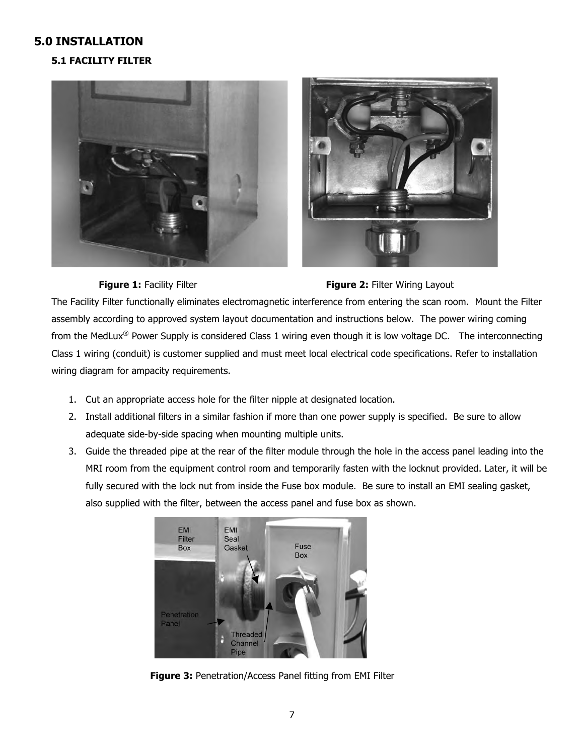# 5.0 INSTALLATION

## 5.1 FACILITY FILTER

**Figure 1:** Facility Filter

**Figure 2:** Filter Wiring Layout

The Facility Filter functionally eliminates electromagnetic interference from entering the scan room. Mount the Filter assembly according to approved system layout documentation and instructions below. The power wiring coming from the MedLux® Power Supply is considered Class 1 wiring even though it is low voltage DC. The interconnecting Class 1 wiring (conduit) is customer supplied and must meet local electrical code specifications. Refer to installation wiring diagram for ampacity requirements.

1. Cut an appropriate access hole for the filter nipple at designated location.
2. Install additional filters in a similar fashion if more than one power supply is specified. Be sure to allow adequate side-by-side spacing when mounting multiple units.
3. Guide the threaded pipe at the rear of the filter module through the hole in the access panel leading into the MRI room from the equipment control room and temporarily fasten with the locknut provided. Later, it will be fully secured with the lock nut from inside the Fuse box module. Be sure to install an EMI sealing gasket, also supplied with the filter, between the access panel and fuse box as shown.

**Figure 3:** Penetration/Access Panel fitting from EMI Filter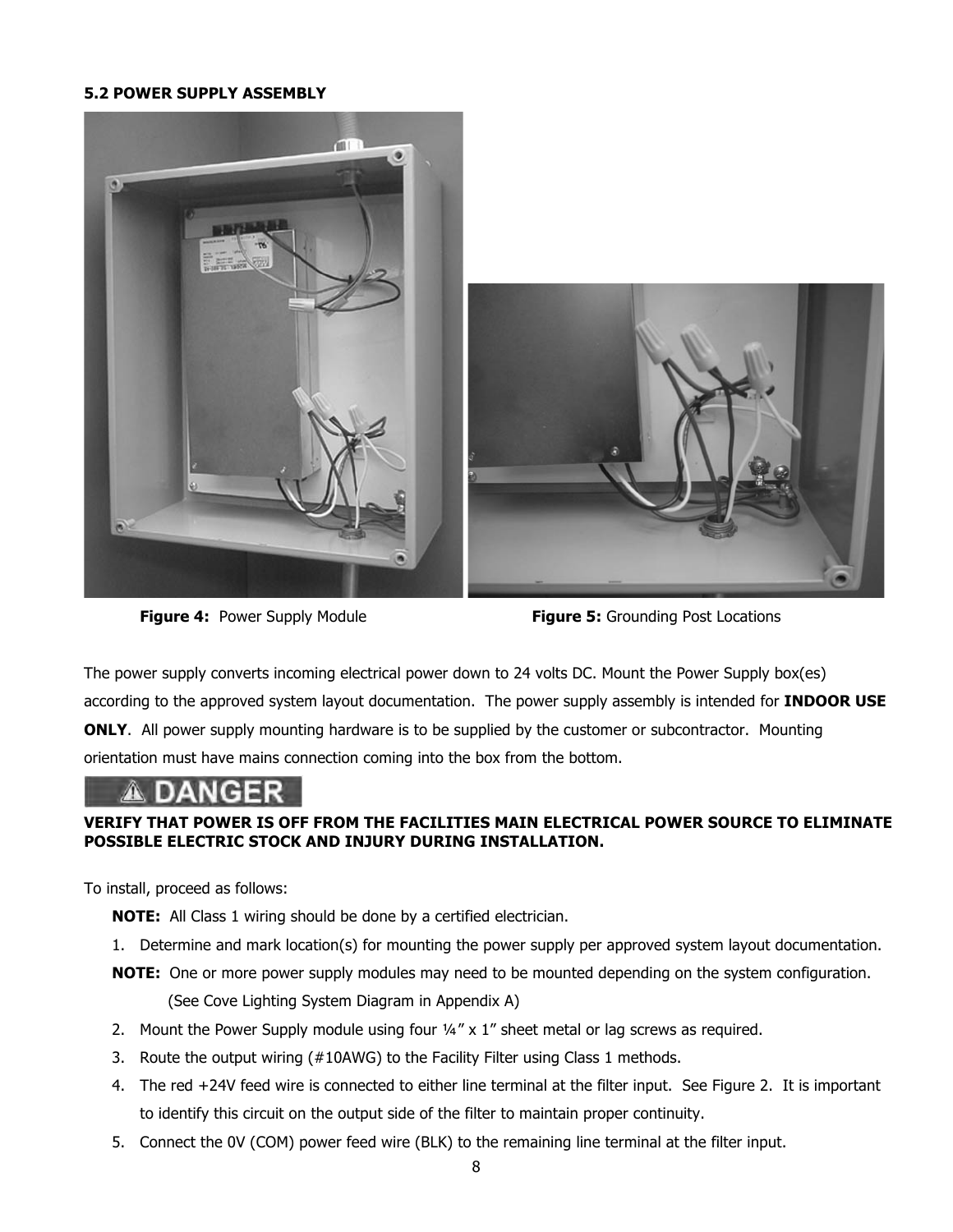### 5.2 POWER SUPPLY ASSEMBLY

**Figure 4:** Power Supply Module

**Figure 5:** Grounding Post Locations

The power supply converts incoming electrical power down to 24 volts DC. Mount the Power Supply box(es) according to the approved system layout documentation. The power supply assembly is intended for **INDOOR USE ONLY**. All power supply mounting hardware is to be supplied by the customer or subcontractor. Mounting orientation must have mains connection coming into the box from the bottom.

**⚠ DANGER**

**VERIFY THAT POWER IS OFF FROM THE FACILITIES MAIN ELECTRICAL POWER SOURCE TO ELIMINATE POSSIBLE ELECTRIC STOCK AND INJURY DURING INSTALLATION.**

To install, proceed as follows:

**NOTE:** All Class 1 wiring should be done by a certified electrician.

1. Determine and mark location(s) for mounting the power supply per approved system layout documentation.

   **NOTE:** One or more power supply modules may need to be mounted depending on the system configuration. (See Cove Lighting System Diagram in Appendix A)

2. Mount the Power Supply module using four ¼” x 1” sheet metal or lag screws as required.
3. Route the output wiring (#10AWG) to the Facility Filter using Class 1 methods.
4. The red +24V feed wire is connected to either line terminal at the filter input. See Figure 2. It is important to identify this circuit on the output side of the filter to maintain proper continuity.
5. Connect the 0V (COM) power feed wire (BLK) to the remaining line terminal at the filter input.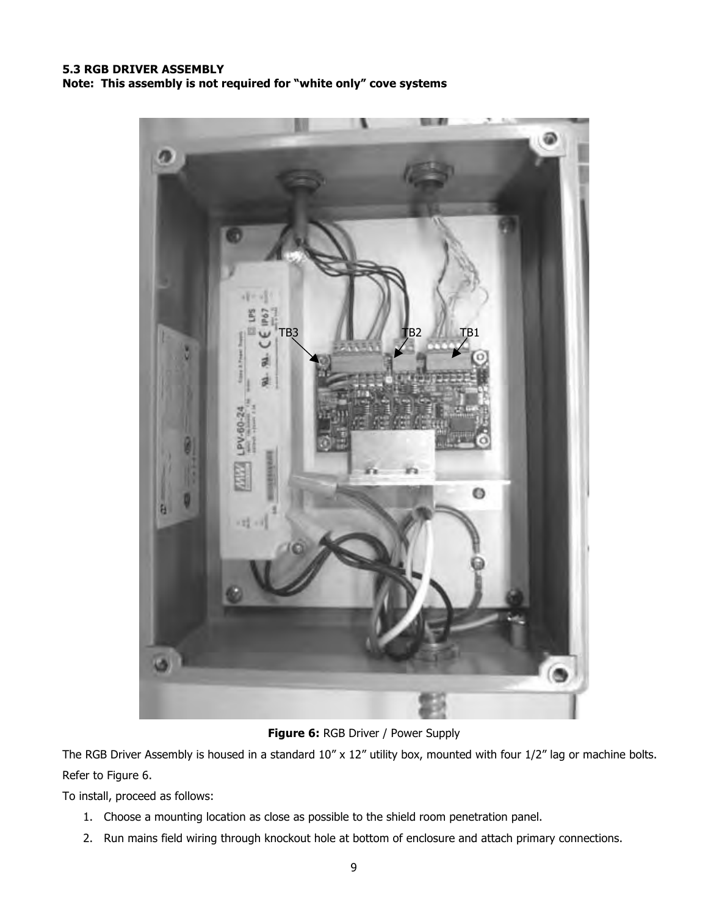### 5.3 RGB DRIVER ASSEMBLY

**Note: This assembly is not required for "white only" cove systems**

**Figure 6:** RGB Driver / Power Supply

The RGB Driver Assembly is housed in a standard 10" x 12" utility box, mounted with four 1/2" lag or machine bolts. Refer to Figure 6.

To install, proceed as follows:

1. Choose a mounting location as close as possible to the shield room penetration panel.
2. Run mains field wiring through knockout hole at bottom of enclosure and attach primary connections.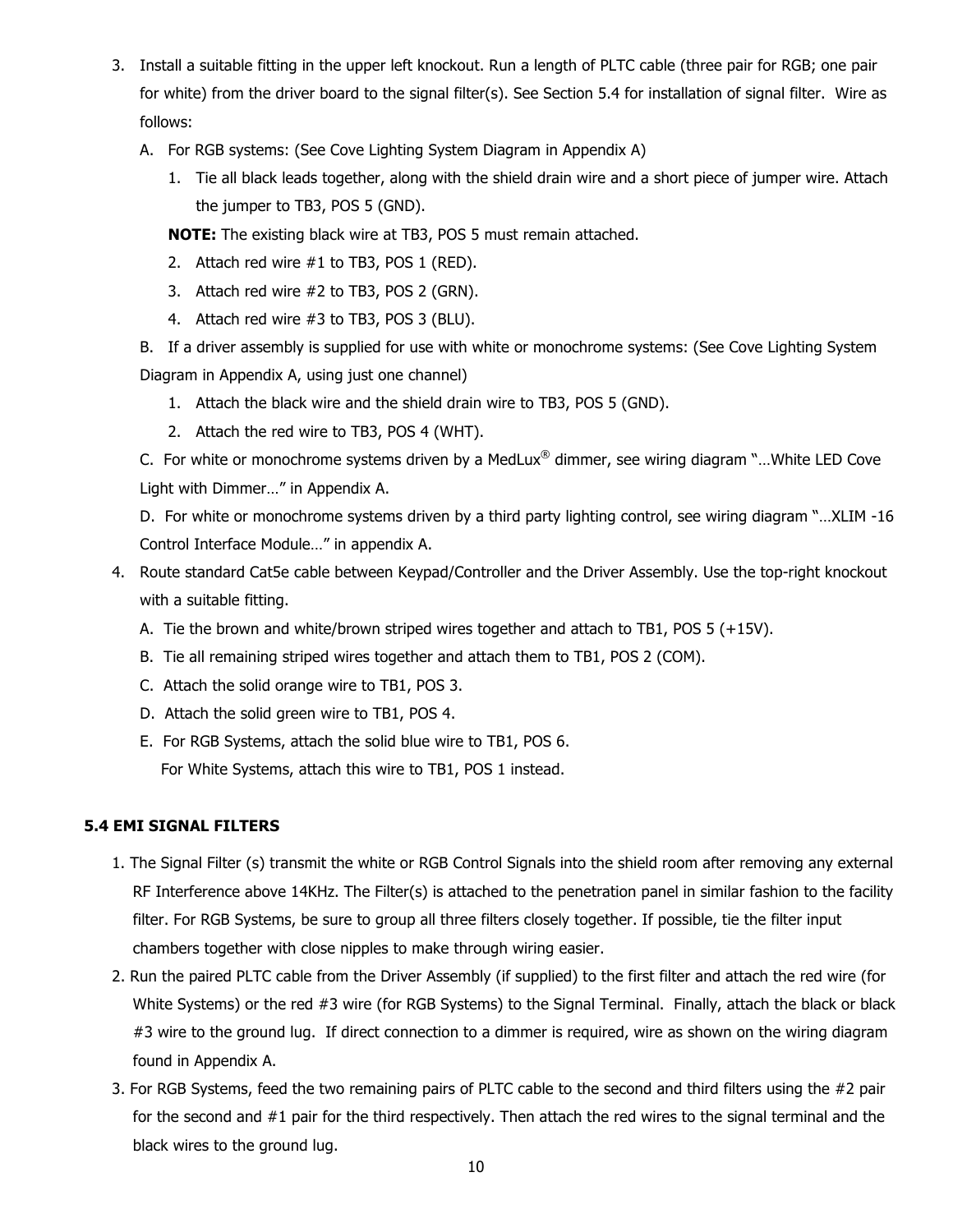3. Install a suitable fitting in the upper left knockout. Run a length of PLTC cable (three pair for RGB; one pair for white) from the driver board to the signal filter(s). See Section 5.4 for installation of signal filter. Wire as follows:

   A. For RGB systems: (See Cove Lighting System Diagram in Appendix A)

      1. Tie all black leads together, along with the shield drain wire and a short piece of jumper wire. Attach the jumper to TB3, POS 5 (GND).

      **NOTE:** The existing black wire at TB3, POS 5 must remain attached.

      2. Attach red wire #1 to TB3, POS 1 (RED).
      3. Attach red wire #2 to TB3, POS 2 (GRN).
      4. Attach red wire #3 to TB3, POS 3 (BLU).

   B. If a driver assembly is supplied for use with white or monochrome systems: (See Cove Lighting System Diagram in Appendix A, using just one channel)

      1. Attach the black wire and the shield drain wire to TB3, POS 5 (GND).
      2. Attach the red wire to TB3, POS 4 (WHT).

   C. For white or monochrome systems driven by a MedLux® dimmer, see wiring diagram "…White LED Cove Light with Dimmer…" in Appendix A.

   D. For white or monochrome systems driven by a third party lighting control, see wiring diagram "…XLIM -16 Control Interface Module…" in appendix A.

4. Route standard Cat5e cable between Keypad/Controller and the Driver Assembly. Use the top-right knockout with a suitable fitting.

   A. Tie the brown and white/brown striped wires together and attach to TB1, POS 5 (+15V).
   B. Tie all remaining striped wires together and attach them to TB1, POS 2 (COM).
   C. Attach the solid orange wire to TB1, POS 3.
   D. Attach the solid green wire to TB1, POS 4.
   E. For RGB Systems, attach the solid blue wire to TB1, POS 6.
      For White Systems, attach this wire to TB1, POS 1 instead.

## 5.4 EMI SIGNAL FILTERS

1. The Signal Filter (s) transmit the white or RGB Control Signals into the shield room after removing any external RF Interference above 14KHz. The Filter(s) is attached to the penetration panel in similar fashion to the facility filter. For RGB Systems, be sure to group all three filters closely together. If possible, tie the filter input chambers together with close nipples to make through wiring easier.
2. Run the paired PLTC cable from the Driver Assembly (if supplied) to the first filter and attach the red wire (for White Systems) or the red #3 wire (for RGB Systems) to the Signal Terminal. Finally, attach the black or black #3 wire to the ground lug. If direct connection to a dimmer is required, wire as shown on the wiring diagram found in Appendix A.
3. For RGB Systems, feed the two remaining pairs of PLTC cable to the second and third filters using the #2 pair for the second and #1 pair for the third respectively. Then attach the red wires to the signal terminal and the black wires to the ground lug.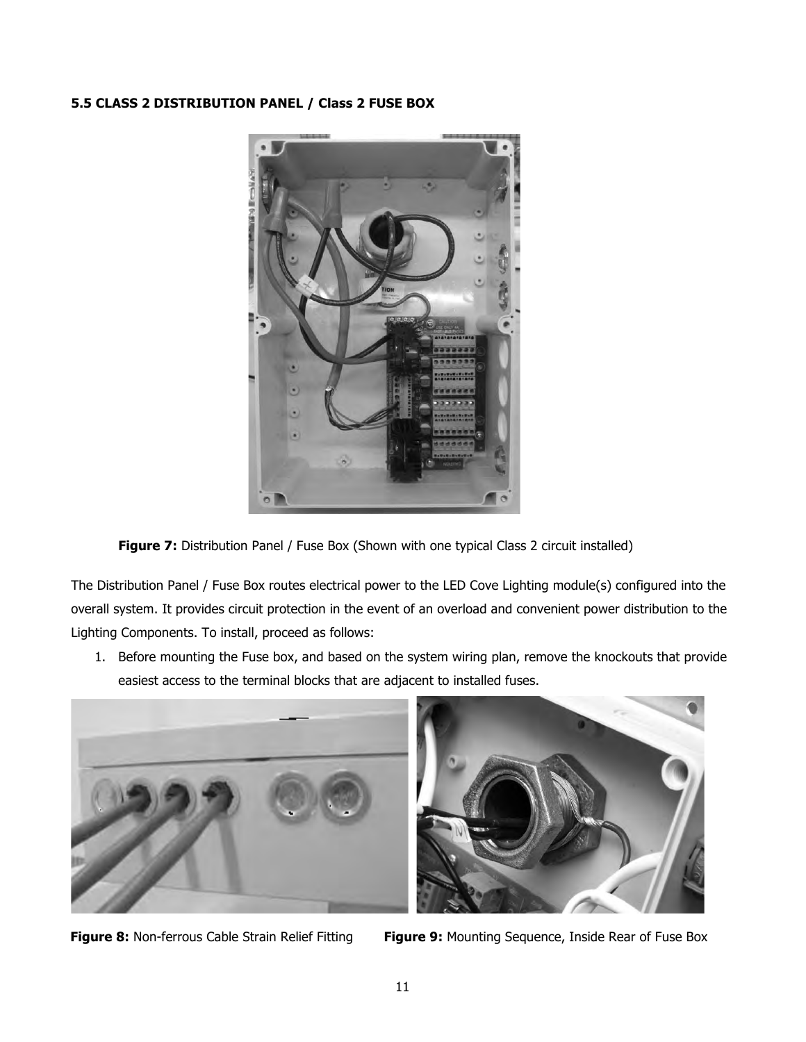### 5.5 CLASS 2 DISTRIBUTION PANEL / Class 2 FUSE BOX

**Figure 7:** Distribution Panel / Fuse Box (Shown with one typical Class 2 circuit installed)

The Distribution Panel / Fuse Box routes electrical power to the LED Cove Lighting module(s) configured into the overall system. It provides circuit protection in the event of an overload and convenient power distribution to the Lighting Components. To install, proceed as follows:

1. Before mounting the Fuse box, and based on the system wiring plan, remove the knockouts that provide easiest access to the terminal blocks that are adjacent to installed fuses.

**Figure 8:** Non-ferrous Cable Strain Relief Fitting

**Figure 9:** Mounting Sequence, Inside Rear of Fuse Box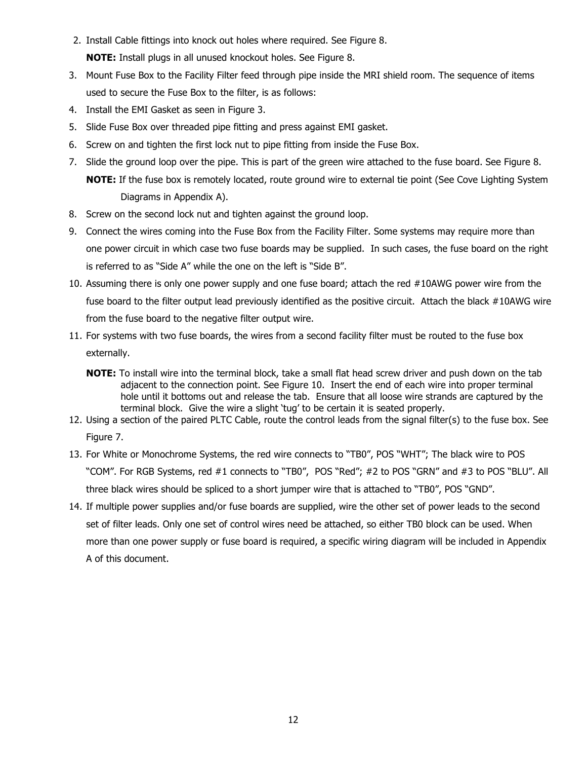2. Install Cable fittings into knock out holes where required. See Figure 8.

   **NOTE:** Install plugs in all unused knockout holes. See Figure 8.

3. Mount Fuse Box to the Facility Filter feed through pipe inside the MRI shield room. The sequence of items used to secure the Fuse Box to the filter, is as follows:
4. Install the EMI Gasket as seen in Figure 3.
5. Slide Fuse Box over threaded pipe fitting and press against EMI gasket.
6. Screw on and tighten the first lock nut to pipe fitting from inside the Fuse Box.
7. Slide the ground loop over the pipe. This is part of the green wire attached to the fuse board. See Figure 8.

   **NOTE:** If the fuse box is remotely located, route ground wire to external tie point (See Cove Lighting System Diagrams in Appendix A).

8. Screw on the second lock nut and tighten against the ground loop.
9. Connect the wires coming into the Fuse Box from the Facility Filter. Some systems may require more than one power circuit in which case two fuse boards may be supplied. In such cases, the fuse board on the right is referred to as "Side A" while the one on the left is "Side B".
10. Assuming there is only one power supply and one fuse board; attach the red #10AWG power wire from the fuse board to the filter output lead previously identified as the positive circuit. Attach the black #10AWG wire from the fuse board to the negative filter output wire.
11. For systems with two fuse boards, the wires from a second facility filter must be routed to the fuse box externally.

    **NOTE:** To install wire into the terminal block, take a small flat head screw driver and push down on the tab adjacent to the connection point. See Figure 10. Insert the end of each wire into proper terminal hole until it bottoms out and release the tab. Ensure that all loose wire strands are captured by the terminal block. Give the wire a slight 'tug' to be certain it is seated properly.

12. Using a section of the paired PLTC Cable, route the control leads from the signal filter(s) to the fuse box. See Figure 7.
13. For White or Monochrome Systems, the red wire connects to "TB0", POS "WHT"; The black wire to POS "COM". For RGB Systems, red #1 connects to "TB0", POS "Red"; #2 to POS "GRN" and #3 to POS "BLU". All three black wires should be spliced to a short jumper wire that is attached to "TB0", POS "GND".
14. If multiple power supplies and/or fuse boards are supplied, wire the other set of power leads to the second set of filter leads. Only one set of control wires need be attached, so either TB0 block can be used. When more than one power supply or fuse board is required, a specific wiring diagram will be included in Appendix A of this document.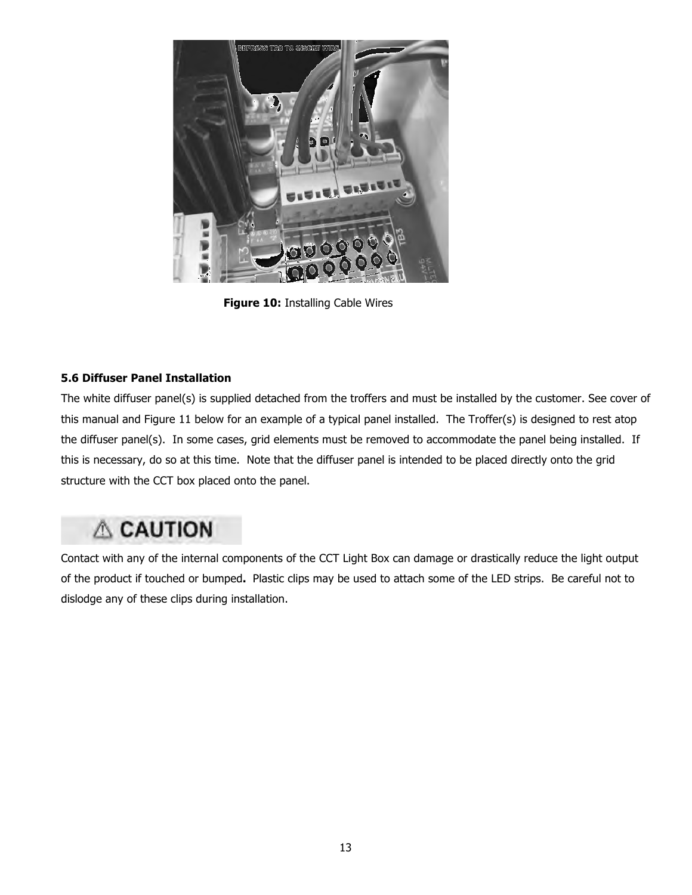Figure 10: Installing Cable Wires

### 5.6 Diffuser Panel Installation

The white diffuser panel(s) is supplied detached from the troffers and must be installed by the customer. See cover of this manual and Figure 11 below for an example of a typical panel installed. The Troffer(s) is designed to rest atop the diffuser panel(s). In some cases, grid elements must be removed to accommodate the panel being installed. If this is necessary, do so at this time. Note that the diffuser panel is intended to be placed directly onto the grid structure with the CCT box placed onto the panel.

**⚠ CAUTION**

Contact with any of the internal components of the CCT Light Box can damage or drastically reduce the light output of the product if touched or bumped**.** Plastic clips may be used to attach some of the LED strips. Be careful not to dislodge any of these clips during installation.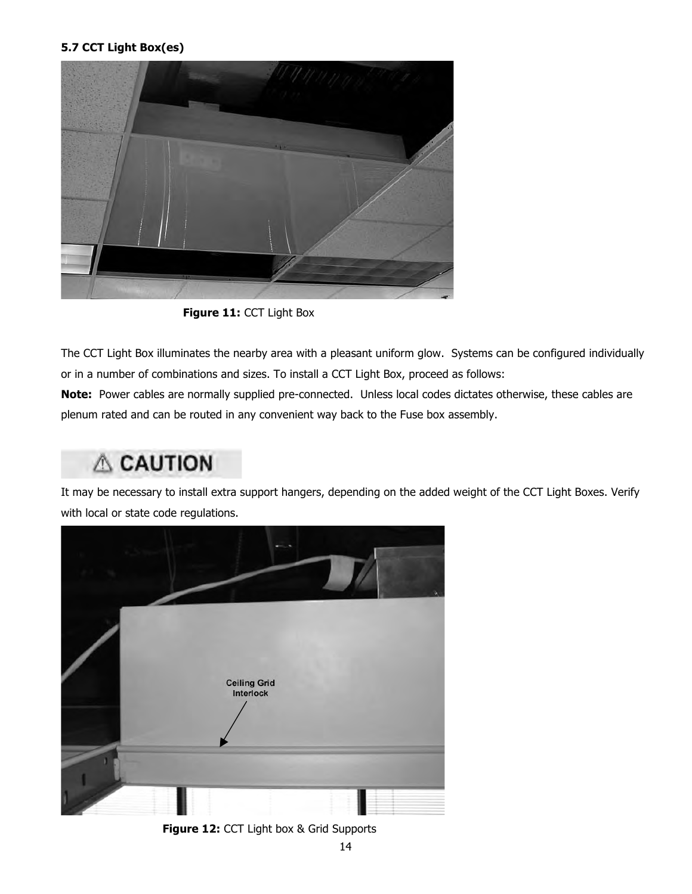### 5.7 CCT Light Box(es)

**Figure 11:** CCT Light Box

The CCT Light Box illuminates the nearby area with a pleasant uniform glow. Systems can be configured individually or in a number of combinations and sizes. To install a CCT Light Box, proceed as follows:

**Note:** Power cables are normally supplied pre-connected. Unless local codes dictates otherwise, these cables are plenum rated and can be routed in any convenient way back to the Fuse box assembly.

⚠ **CAUTION**

It may be necessary to install extra support hangers, depending on the added weight of the CCT Light Boxes. Verify with local or state code regulations.

Ceiling Grid Interlock

**Figure 12:** CCT Light box & Grid Supports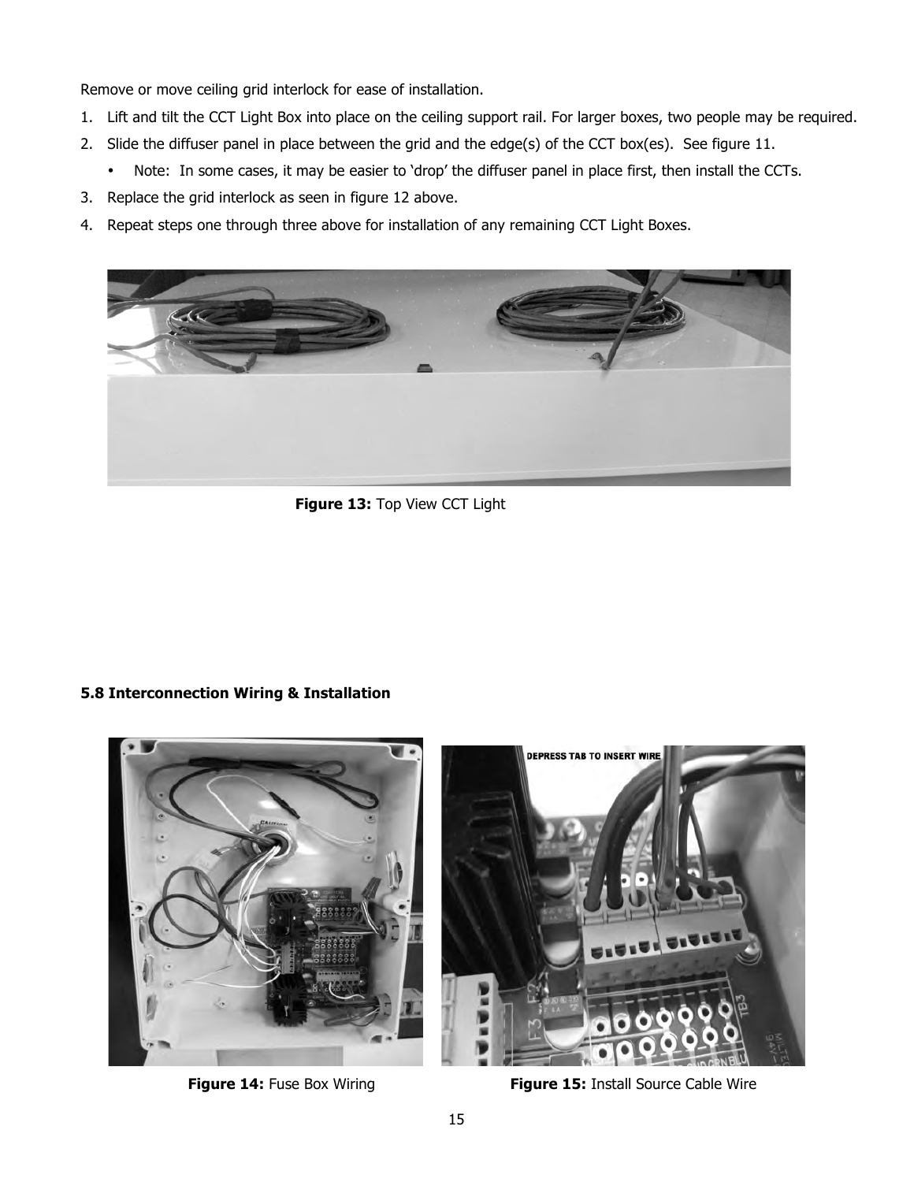Remove or move ceiling grid interlock for ease of installation.

1. Lift and tilt the CCT Light Box into place on the ceiling support rail. For larger boxes, two people may be required.
2. Slide the diffuser panel in place between the grid and the edge(s) of the CCT box(es). See figure 11.
   - Note: In some cases, it may be easier to 'drop' the diffuser panel in place first, then install the CCTs.
3. Replace the grid interlock as seen in figure 12 above.
4. Repeat steps one through three above for installation of any remaining CCT Light Boxes.

**Figure 13:** Top View CCT Light

### 5.8 Interconnection Wiring & Installation

**Figure 14:** Fuse Box Wiring

**Figure 15:** Install Source Cable Wire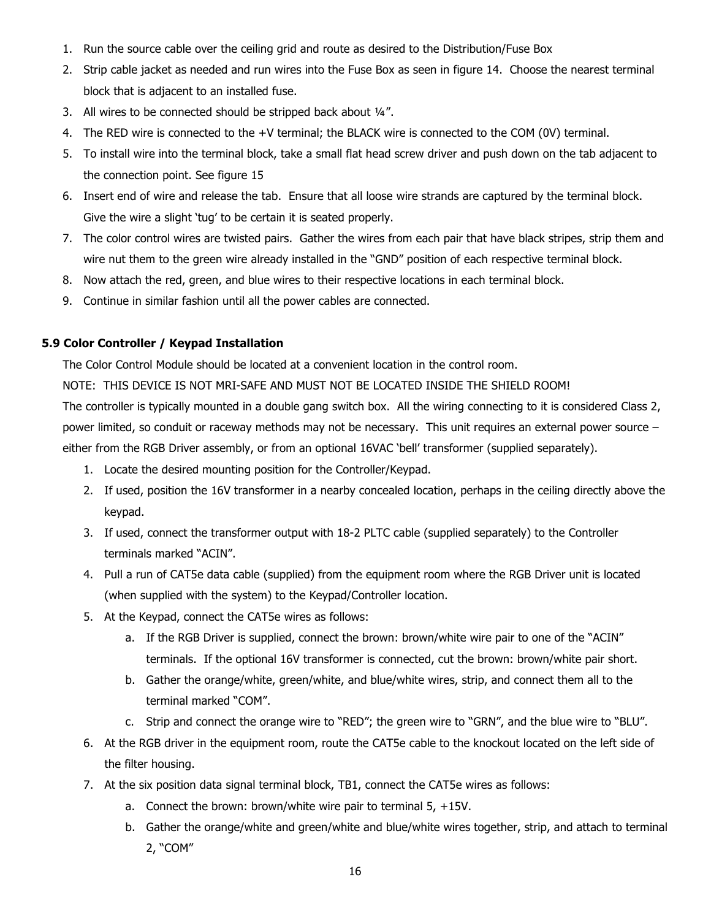1. Run the source cable over the ceiling grid and route as desired to the Distribution/Fuse Box
2. Strip cable jacket as needed and run wires into the Fuse Box as seen in figure 14. Choose the nearest terminal block that is adjacent to an installed fuse.
3. All wires to be connected should be stripped back about ¼".
4. The RED wire is connected to the +V terminal; the BLACK wire is connected to the COM (0V) terminal.
5. To install wire into the terminal block, take a small flat head screw driver and push down on the tab adjacent to the connection point. See figure 15
6. Insert end of wire and release the tab. Ensure that all loose wire strands are captured by the terminal block. Give the wire a slight 'tug' to be certain it is seated properly.
7. The color control wires are twisted pairs. Gather the wires from each pair that have black stripes, strip them and wire nut them to the green wire already installed in the "GND" position of each respective terminal block.
8. Now attach the red, green, and blue wires to their respective locations in each terminal block.
9. Continue in similar fashion until all the power cables are connected.

### 5.9 Color Controller / Keypad Installation

The Color Control Module should be located at a convenient location in the control room.

NOTE: THIS DEVICE IS NOT MRI-SAFE AND MUST NOT BE LOCATED INSIDE THE SHIELD ROOM!

The controller is typically mounted in a double gang switch box. All the wiring connecting to it is considered Class 2, power limited, so conduit or raceway methods may not be necessary. This unit requires an external power source – either from the RGB Driver assembly, or from an optional 16VAC 'bell' transformer (supplied separately).

1. Locate the desired mounting position for the Controller/Keypad.
2. If used, position the 16V transformer in a nearby concealed location, perhaps in the ceiling directly above the keypad.
3. If used, connect the transformer output with 18-2 PLTC cable (supplied separately) to the Controller terminals marked "ACIN".
4. Pull a run of CAT5e data cable (supplied) from the equipment room where the RGB Driver unit is located (when supplied with the system) to the Keypad/Controller location.
5. At the Keypad, connect the CAT5e wires as follows:
   a. If the RGB Driver is supplied, connect the brown: brown/white wire pair to one of the "ACIN" terminals. If the optional 16V transformer is connected, cut the brown: brown/white pair short.
   b. Gather the orange/white, green/white, and blue/white wires, strip, and connect them all to the terminal marked "COM".
   c. Strip and connect the orange wire to "RED"; the green wire to "GRN", and the blue wire to "BLU".
6. At the RGB driver in the equipment room, route the CAT5e cable to the knockout located on the left side of the filter housing.
7. At the six position data signal terminal block, TB1, connect the CAT5e wires as follows:
   a. Connect the brown: brown/white wire pair to terminal 5, +15V.
   b. Gather the orange/white and green/white and blue/white wires together, strip, and attach to terminal 2, "COM"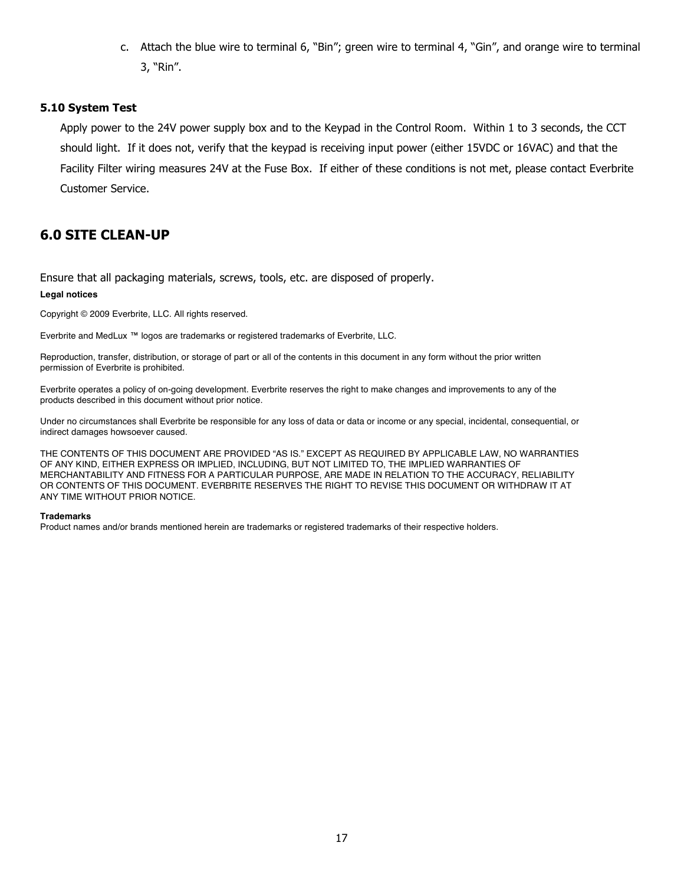c. Attach the blue wire to terminal 6, “Bin”; green wire to terminal 4, “Gin”, and orange wire to terminal 3, “Rin”.

### 5.10 System Test

Apply power to the 24V power supply box and to the Keypad in the Control Room. Within 1 to 3 seconds, the CCT should light. If it does not, verify that the keypad is receiving input power (either 15VDC or 16VAC) and that the Facility Filter wiring measures 24V at the Fuse Box. If either of these conditions is not met, please contact Everbrite Customer Service.

## 6.0 SITE CLEAN-UP

Ensure that all packaging materials, screws, tools, etc. are disposed of properly.

**Legal notices**

Copyright © 2009 Everbrite, LLC. All rights reserved.

Everbrite and MedLux ™ logos are trademarks or registered trademarks of Everbrite, LLC.

Reproduction, transfer, distribution, or storage of part or all of the contents in this document in any form without the prior written permission of Everbrite is prohibited.

Everbrite operates a policy of on-going development. Everbrite reserves the right to make changes and improvements to any of the products described in this document without prior notice.

Under no circumstances shall Everbrite be responsible for any loss of data or data or income or any special, incidental, consequential, or indirect damages howsoever caused.

THE CONTENTS OF THIS DOCUMENT ARE PROVIDED “AS IS.” EXCEPT AS REQUIRED BY APPLICABLE LAW, NO WARRANTIES OF ANY KIND, EITHER EXPRESS OR IMPLIED, INCLUDING, BUT NOT LIMITED TO, THE IMPLIED WARRANTIES OF MERCHANTABILITY AND FITNESS FOR A PARTICULAR PURPOSE, ARE MADE IN RELATION TO THE ACCURACY, RELIABILITY OR CONTENTS OF THIS DOCUMENT. EVERBRITE RESERVES THE RIGHT TO REVISE THIS DOCUMENT OR WITHDRAW IT AT ANY TIME WITHOUT PRIOR NOTICE.

**Trademarks**
Product names and/or brands mentioned herein are trademarks or registered trademarks of their respective holders.